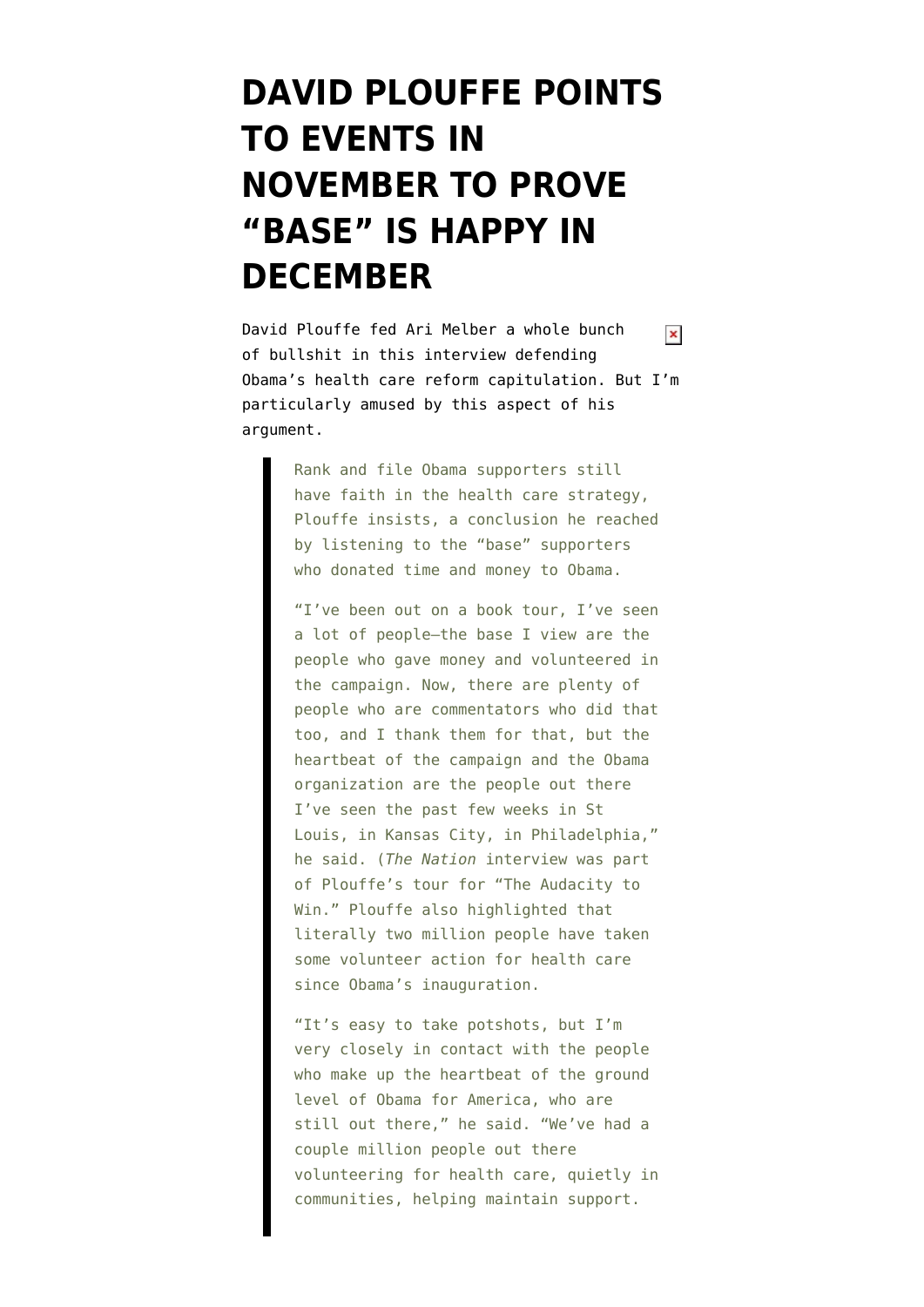# DAVID PLOUFFE POINTS TO EVENTS IN NOVEMBER TO PROVE "BASE" IS HAPPY IN DECEMBER

David Plouffe fed Ari Melber a whole bunch of bullshit in this interview defending Obama's health care reform capitulation. But I'm particularly amused by this aspect of his argument.

> Rank and file Obama supporters still have faith in the health care strategy, Plouffe insists, a conclusion he reached by listening to the "base" supporters who donated time and money to Obama.
>
> "I've been out on a book tour, I've seen a lot of people—the base I view are the people who gave money and volunteered in the campaign. Now, there are plenty of people who are commentators who did that too, and I thank them for that, but the heartbeat of the campaign and the Obama organization are the people out there I've seen the past few weeks in St Louis, in Kansas City, in Philadelphia," he said. (*The Nation* interview was part of Plouffe's tour for "The Audacity to Win." Plouffe also highlighted that literally two million people have taken some volunteer action for health care since Obama's inauguration.
>
> "It's easy to take potshots, but I'm very closely in contact with the people who make up the heartbeat of the ground level of Obama for America, who are still out there," he said. "We've had a couple million people out there volunteering for health care, quietly in communities, helping maintain support.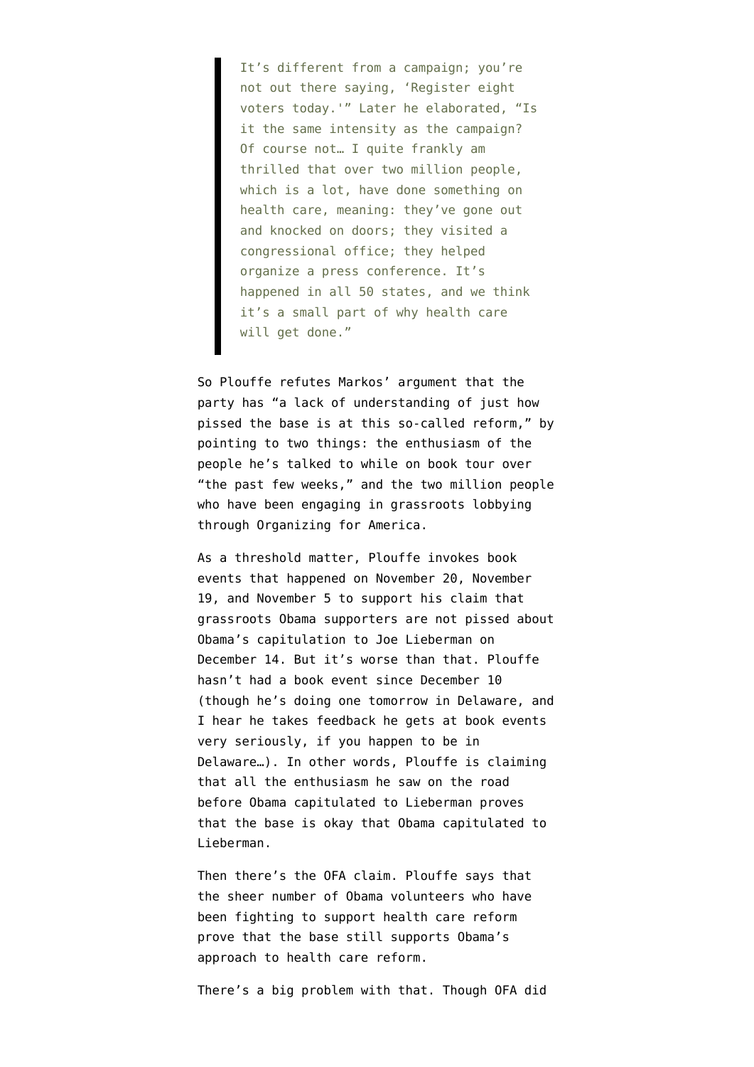> It's different from a campaign; you're not out there saying, 'Register eight voters today.'" Later he elaborated, "Is it the same intensity as the campaign? Of course not… I quite frankly am thrilled that over two million people, which is a lot, have done something on health care, meaning: they've gone out and knocked on doors; they visited a congressional office; they helped organize a press conference. It's happened in all 50 states, and we think it's a small part of why health care will get done."

So Plouffe refutes Markos' argument that the party has "a lack of understanding of just how pissed the base is at this so-called reform," by pointing to two things: the enthusiasm of the people he's talked to while on book tour over "the past few weeks," and the two million people who have been engaging in grassroots lobbying through Organizing for America.

As a threshold matter, Plouffe invokes book events that happened on November 20, November 19, and November 5 to support his claim that grassroots Obama supporters are not pissed about Obama's capitulation to Joe Lieberman on December 14. But it's worse than that. Plouffe hasn't had a book event since December 10 (though he's doing one tomorrow in Delaware, and I hear he takes feedback he gets at book events very seriously, if you happen to be in Delaware…). In other words, Plouffe is claiming that all the enthusiasm he saw on the road before Obama capitulated to Lieberman proves that the base is okay that Obama capitulated to Lieberman.

Then there's the OFA claim. Plouffe says that the sheer number of Obama volunteers who have been fighting to support health care reform prove that the base still supports Obama's approach to health care reform.

There's a big problem with that. Though OFA did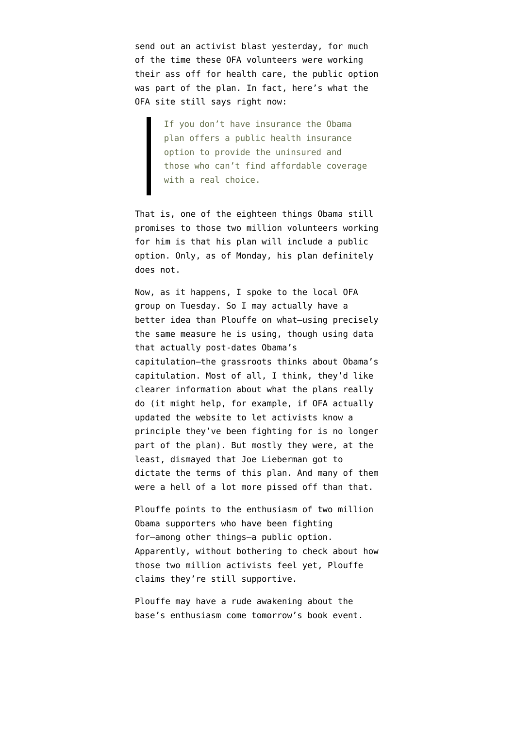send out an activist blast yesterday, for much of the time these OFA volunteers were working their ass off for health care, the public option was part of the plan. In fact, here's what the OFA site still says right now:

> If you don't have insurance the Obama plan offers a public health insurance option to provide the uninsured and those who can't find affordable coverage with a real choice.

That is, one of the eighteen things Obama still promises to those two million volunteers working for him is that his plan will include a public option. Only, as of Monday, his plan definitely does not.

Now, as it happens, I spoke to the local OFA group on Tuesday. So I may actually have a better idea than Plouffe on what–using precisely the same measure he is using, though using data that actually post-dates Obama's capitulation–the grassroots thinks about Obama's capitulation. Most of all, I think, they'd like clearer information about what the plans really do (it might help, for example, if OFA actually updated the website to let activists know a principle they've been fighting for is no longer part of the plan). But mostly they were, at the least, dismayed that Joe Lieberman got to dictate the terms of this plan. And many of them were a hell of a lot more pissed off than that.

Plouffe points to the enthusiasm of two million Obama supporters who have been fighting for–among other things–a public option. Apparently, without bothering to check about how those two million activists feel yet, Plouffe claims they're still supportive.

Plouffe may have a rude awakening about the base's enthusiasm come tomorrow's book event.